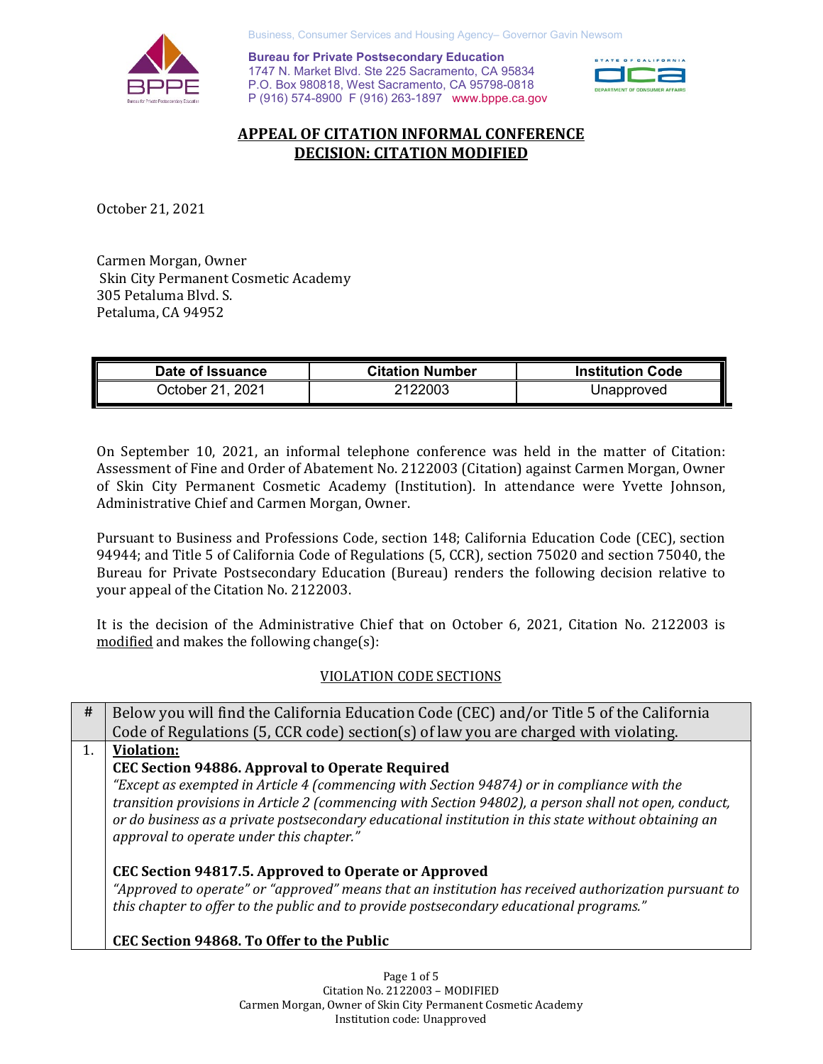Business, Consumer Services and Housing Agency– Governor Gavin Newsom

**Bureau for Private Postsecondary Education**
1747 N. Market Blvd. Ste 225 Sacramento, CA 95834
P.O. Box 980818, West Sacramento, CA 95798-0818
P (916) 574-8900 F (916) 263-1897 www.bppe.ca.gov

## APPEAL OF CITATION INFORMAL CONFERENCE
## DECISION: CITATION MODIFIED

October 21, 2021

Carmen Morgan, Owner
Skin City Permanent Cosmetic Academy
305 Petaluma Blvd. S.
Petaluma, CA 94952

| Date of Issuance | Citation Number | Institution Code |
|---|---|---|
| October 21, 2021 | 2122003 | Unapproved |

On September 10, 2021, an informal telephone conference was held in the matter of Citation: Assessment of Fine and Order of Abatement No. 2122003 (Citation) against Carmen Morgan, Owner of Skin City Permanent Cosmetic Academy (Institution). In attendance were Yvette Johnson, Administrative Chief and Carmen Morgan, Owner.

Pursuant to Business and Professions Code, section 148; California Education Code (CEC), section 94944; and Title 5 of California Code of Regulations (5, CCR), section 75020 and section 75040, the Bureau for Private Postsecondary Education (Bureau) renders the following decision relative to your appeal of the Citation No. 2122003.

It is the decision of the Administrative Chief that on October 6, 2021, Citation No. 2122003 is modified and makes the following change(s):

### VIOLATION CODE SECTIONS

| # | Below you will find the California Education Code (CEC) and/or Title 5 of the California Code of Regulations (5, CCR code) section(s) of law you are charged with violating. |
|---|---|
| 1. | **Violation:**<br>**CEC Section 94886. Approval to Operate Required**<br>*"Except as exempted in Article 4 (commencing with Section 94874) or in compliance with the transition provisions in Article 2 (commencing with Section 94802), a person shall not open, conduct, or do business as a private postsecondary educational institution in this state without obtaining an approval to operate under this chapter."*<br><br>**CEC Section 94817.5. Approved to Operate or Approved**<br>*"Approved to operate" or "approved" means that an institution has received authorization pursuant to this chapter to offer to the public and to provide postsecondary educational programs."*<br><br>**CEC Section 94868. To Offer to the Public** |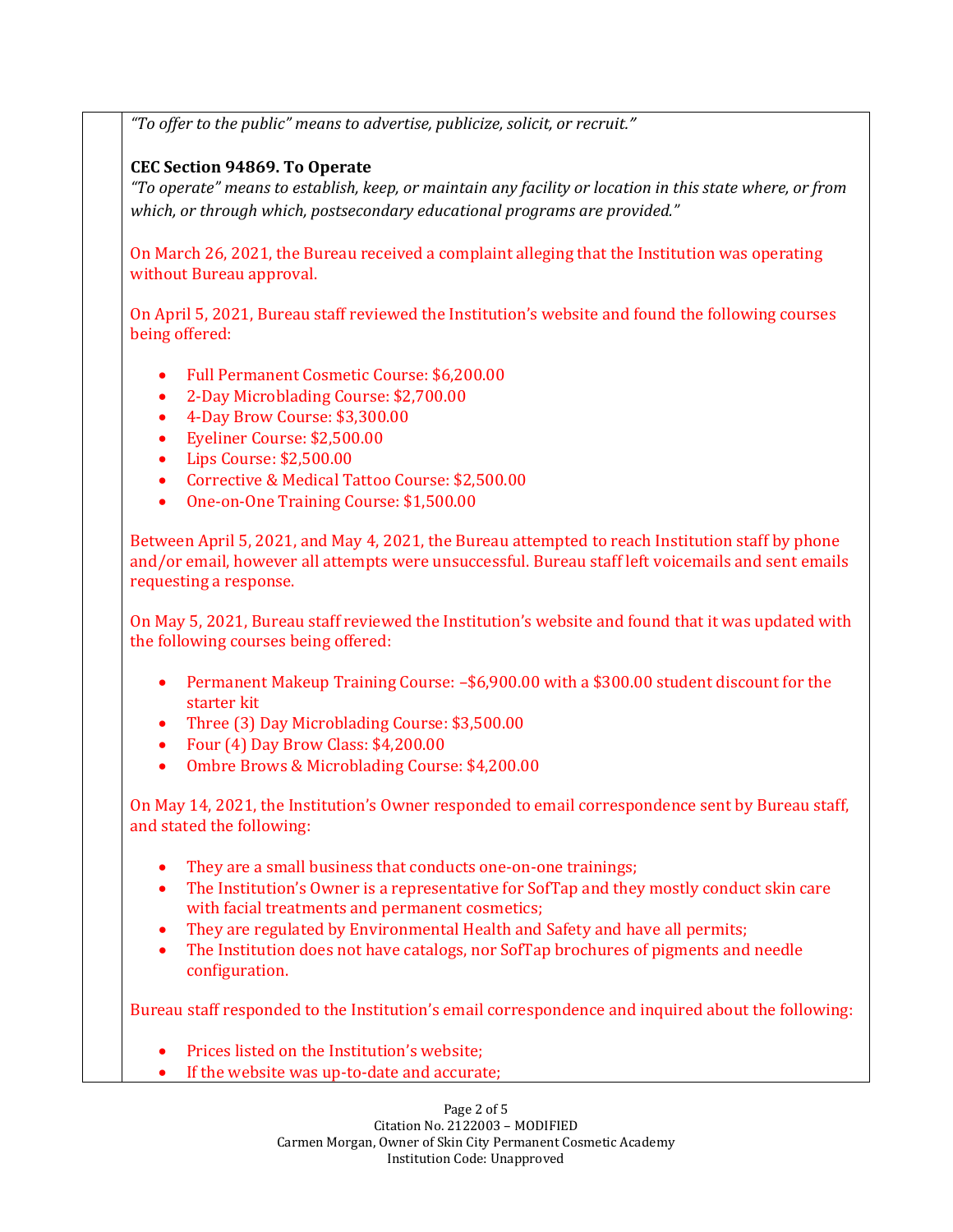*"To offer to the public" means to advertise, publicize, solicit, or recruit."*

**CEC Section 94869. To Operate**

*"To operate" means to establish, keep, or maintain any facility or location in this state where, or from which, or through which, postsecondary educational programs are provided."*

On March 26, 2021, the Bureau received a complaint alleging that the Institution was operating without Bureau approval.

On April 5, 2021, Bureau staff reviewed the Institution's website and found the following courses being offered:

- Full Permanent Cosmetic Course: $6,200.00
- 2-Day Microblading Course: $2,700.00
- 4-Day Brow Course: $3,300.00
- Eyeliner Course: $2,500.00
- Lips Course: $2,500.00
- Corrective & Medical Tattoo Course: $2,500.00
- One-on-One Training Course: $1,500.00

Between April 5, 2021, and May 4, 2021, the Bureau attempted to reach Institution staff by phone and/or email, however all attempts were unsuccessful. Bureau staff left voicemails and sent emails requesting a response.

On May 5, 2021, Bureau staff reviewed the Institution's website and found that it was updated with the following courses being offered:

- Permanent Makeup Training Course: –$6,900.00 with a $300.00 student discount for the starter kit
- Three (3) Day Microblading Course: $3,500.00
- Four (4) Day Brow Class: $4,200.00
- Ombre Brows & Microblading Course: $4,200.00

On May 14, 2021, the Institution's Owner responded to email correspondence sent by Bureau staff, and stated the following:

- They are a small business that conducts one-on-one trainings;
- The Institution's Owner is a representative for SofTap and they mostly conduct skin care with facial treatments and permanent cosmetics;
- They are regulated by Environmental Health and Safety and have all permits;
- The Institution does not have catalogs, nor SofTap brochures of pigments and needle configuration.

Bureau staff responded to the Institution's email correspondence and inquired about the following:

- Prices listed on the Institution's website;
- If the website was up-to-date and accurate;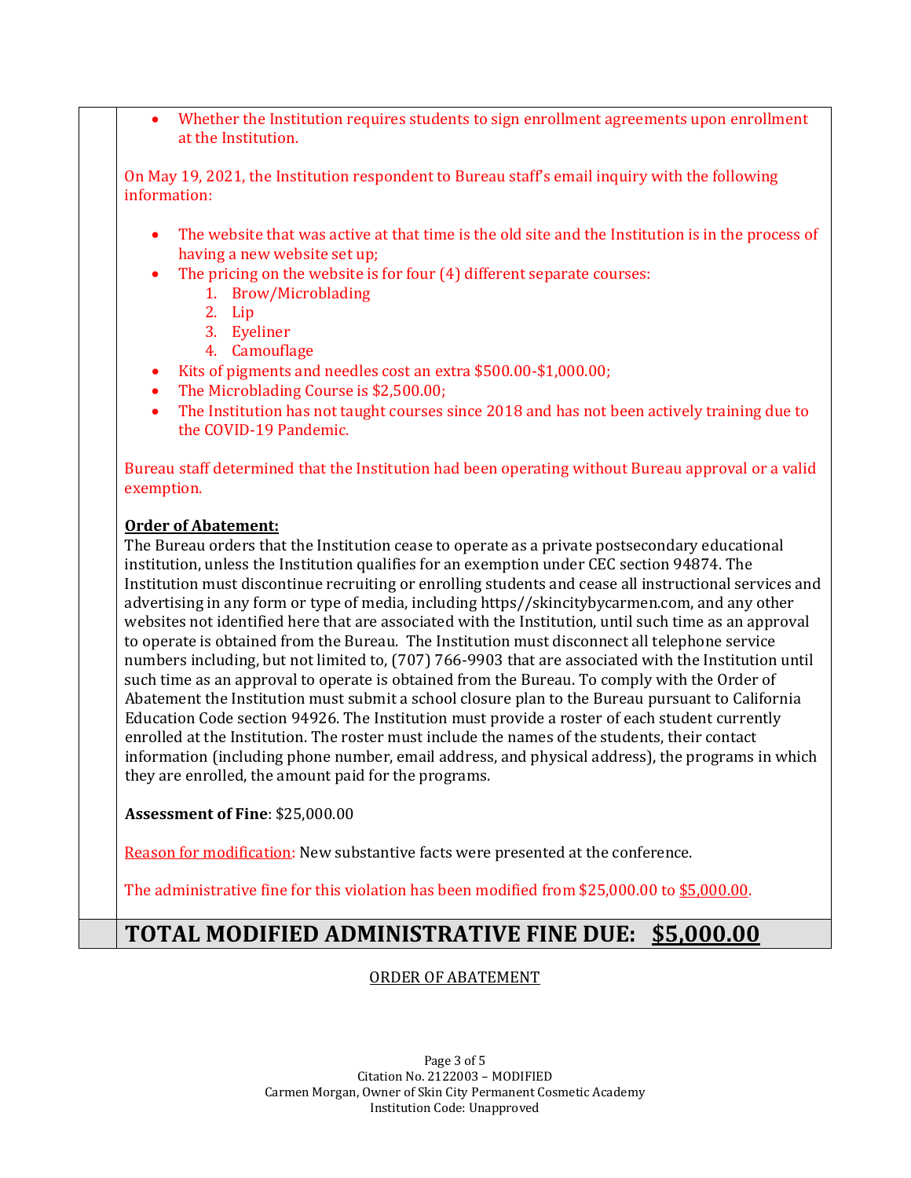- Whether the Institution requires students to sign enrollment agreements upon enrollment at the Institution.

On May 19, 2021, the Institution respondent to Bureau staff's email inquiry with the following information:

- The website that was active at that time is the old site and the Institution is in the process of having a new website set up;
- The pricing on the website is for four (4) different separate courses:
  1. Brow/Microblading
  2. Lip
  3. Eyeliner
  4. Camouflage
- Kits of pigments and needles cost an extra $500.00-$1,000.00;
- The Microblading Course is $2,500.00;
- The Institution has not taught courses since 2018 and has not been actively training due to the COVID-19 Pandemic.

Bureau staff determined that the Institution had been operating without Bureau approval or a valid exemption.

**Order of Abatement:**
The Bureau orders that the Institution cease to operate as a private postsecondary educational institution, unless the Institution qualifies for an exemption under CEC section 94874. The Institution must discontinue recruiting or enrolling students and cease all instructional services and advertising in any form or type of media, including https//skincitybycarmen.com, and any other websites not identified here that are associated with the Institution, until such time as an approval to operate is obtained from the Bureau. The Institution must disconnect all telephone service numbers including, but not limited to, (707) 766-9903 that are associated with the Institution until such time as an approval to operate is obtained from the Bureau. To comply with the Order of Abatement the Institution must submit a school closure plan to the Bureau pursuant to California Education Code section 94926. The Institution must provide a roster of each student currently enrolled at the Institution. The roster must include the names of the students, their contact information (including phone number, email address, and physical address), the programs in which they are enrolled, the amount paid for the programs.

**Assessment of Fine**: $25,000.00

Reason for modification: New substantive facts were presented at the conference.

The administrative fine for this violation has been modified from $25,000.00 to $5,000.00.

## TOTAL MODIFIED ADMINISTRATIVE FINE DUE: $5,000.00

ORDER OF ABATEMENT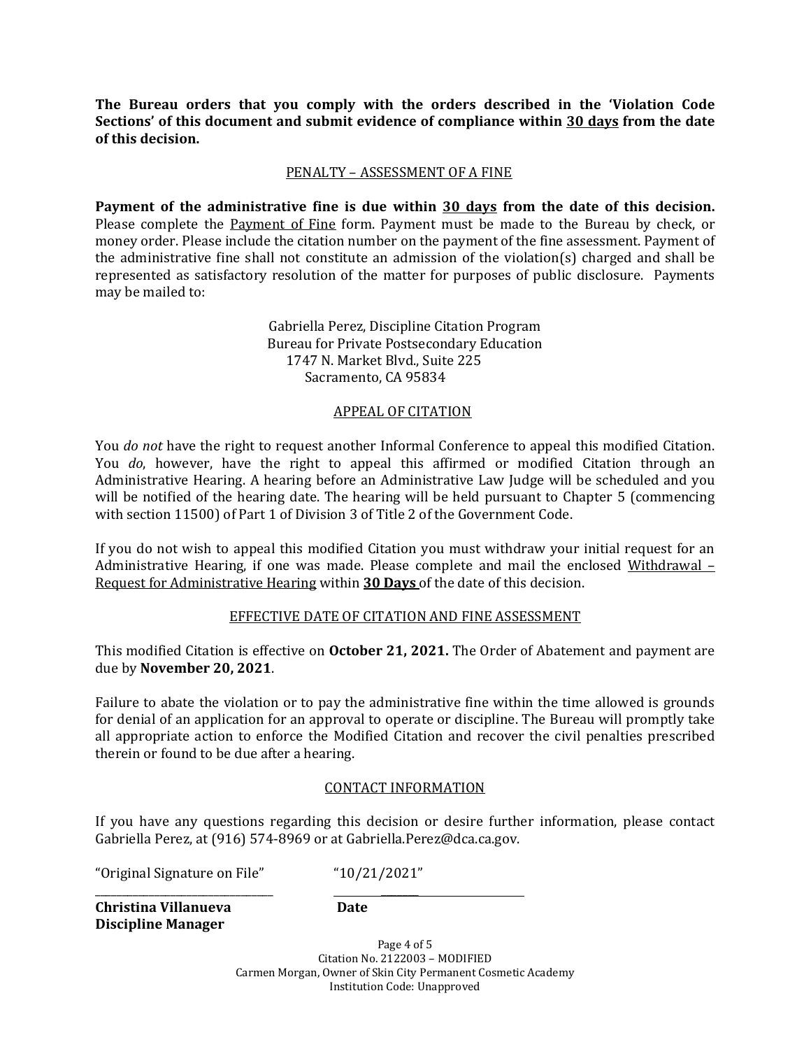**The Bureau orders that you comply with the orders described in the 'Violation Code Sections' of this document and submit evidence of compliance within 30 days from the date of this decision.**

## PENALTY – ASSESSMENT OF A FINE

**Payment of the administrative fine is due within 30 days from the date of this decision.** Please complete the Payment of Fine form. Payment must be made to the Bureau by check, or money order. Please include the citation number on the payment of the fine assessment. Payment of the administrative fine shall not constitute an admission of the violation(s) charged and shall be represented as satisfactory resolution of the matter for purposes of public disclosure. Payments may be mailed to:

Gabriella Perez, Discipline Citation Program
Bureau for Private Postsecondary Education
1747 N. Market Blvd., Suite 225
Sacramento, CA 95834

## APPEAL OF CITATION

You *do not* have the right to request another Informal Conference to appeal this modified Citation. You *do*, however, have the right to appeal this affirmed or modified Citation through an Administrative Hearing. A hearing before an Administrative Law Judge will be scheduled and you will be notified of the hearing date. The hearing will be held pursuant to Chapter 5 (commencing with section 11500) of Part 1 of Division 3 of Title 2 of the Government Code.

If you do not wish to appeal this modified Citation you must withdraw your initial request for an Administrative Hearing, if one was made. Please complete and mail the enclosed Withdrawal – Request for Administrative Hearing within **30 Days** of the date of this decision.

## EFFECTIVE DATE OF CITATION AND FINE ASSESSMENT

This modified Citation is effective on **October 21, 2021.** The Order of Abatement and payment are due by **November 20, 2021**.

Failure to abate the violation or to pay the administrative fine within the time allowed is grounds for denial of an application for an approval to operate or discipline. The Bureau will promptly take all appropriate action to enforce the Modified Citation and recover the civil penalties prescribed therein or found to be due after a hearing.

## CONTACT INFORMATION

If you have any questions regarding this decision or desire further information, please contact Gabriella Perez, at (916) 574-8969 or at Gabriella.Perez@dca.ca.gov.

"Original Signature on File" "10/21/2021"

**Christina Villanueva** **Date**
**Discipline Manager**

Citation No. 2122003 – MODIFIED
Carmen Morgan, Owner of Skin City Permanent Cosmetic Academy
Institution Code: Unapproved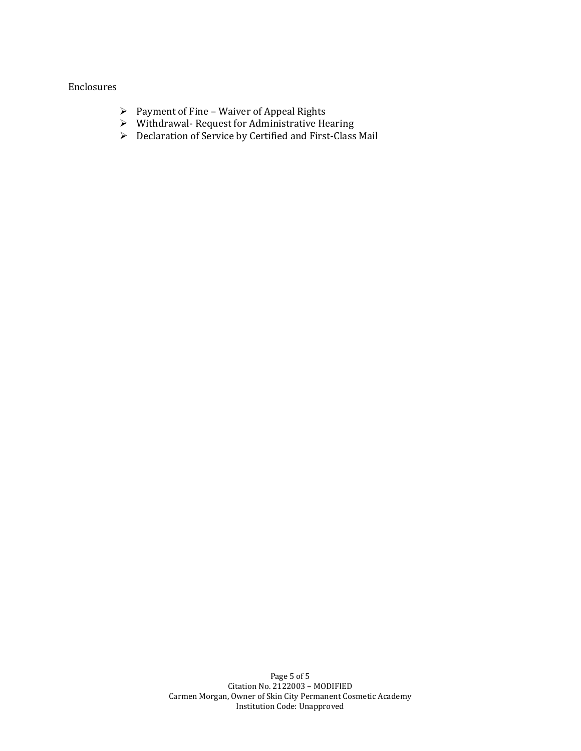Enclosures

- Payment of Fine – Waiver of Appeal Rights
- Withdrawal- Request for Administrative Hearing
- Declaration of Service by Certified and First-Class Mail